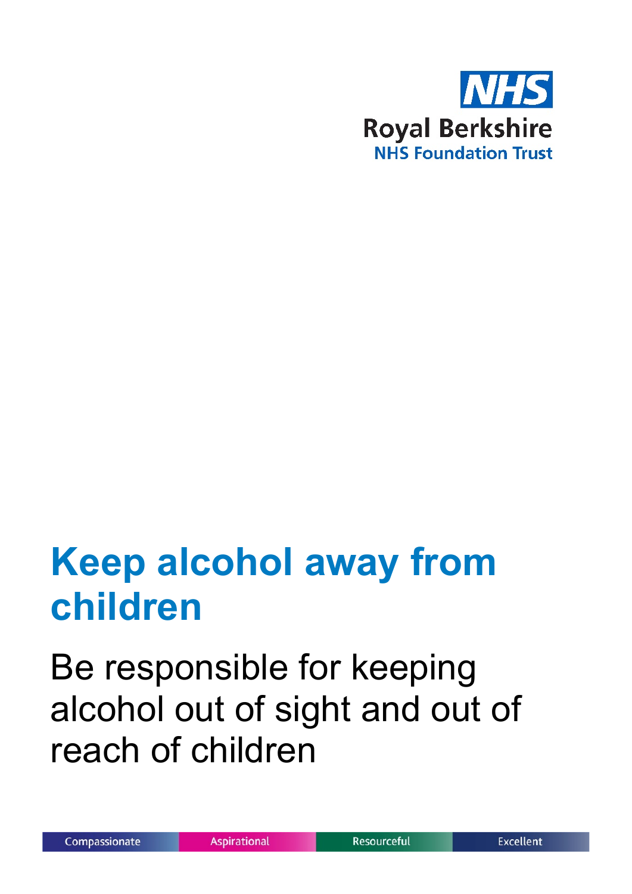NHS

Royal Berkshire
NHS Foundation Trust

# Keep alcohol away from children

## Be responsible for keeping alcohol out of sight and out of reach of children

Compassionate | Aspirational | Resourceful | Excellent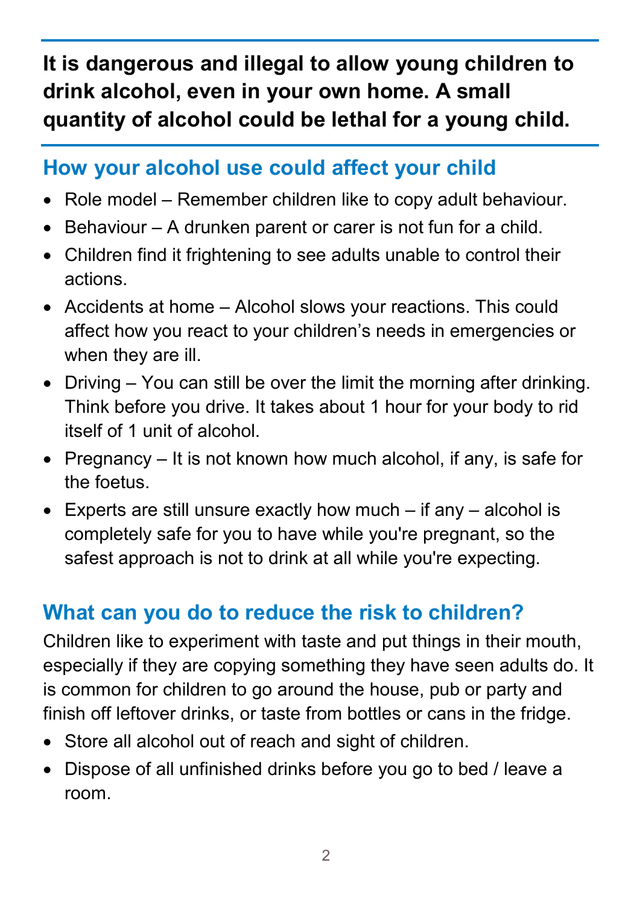**It is dangerous and illegal to allow young children to drink alcohol, even in your own home. A small quantity of alcohol could be lethal for a young child.**

## How your alcohol use could affect your child

- Role model – Remember children like to copy adult behaviour.
- Behaviour – A drunken parent or carer is not fun for a child.
- Children find it frightening to see adults unable to control their actions.
- Accidents at home – Alcohol slows your reactions. This could affect how you react to your children's needs in emergencies or when they are ill.
- Driving – You can still be over the limit the morning after drinking. Think before you drive. It takes about 1 hour for your body to rid itself of 1 unit of alcohol.
- Pregnancy – It is not known how much alcohol, if any, is safe for the foetus.
- Experts are still unsure exactly how much – if any – alcohol is completely safe for you to have while you're pregnant, so the safest approach is not to drink at all while you're expecting.

## What can you do to reduce the risk to children?

Children like to experiment with taste and put things in their mouth, especially if they are copying something they have seen adults do. It is common for children to go around the house, pub or party and finish off leftover drinks, or taste from bottles or cans in the fridge.

- Store all alcohol out of reach and sight of children.
- Dispose of all unfinished drinks before you go to bed / leave a room.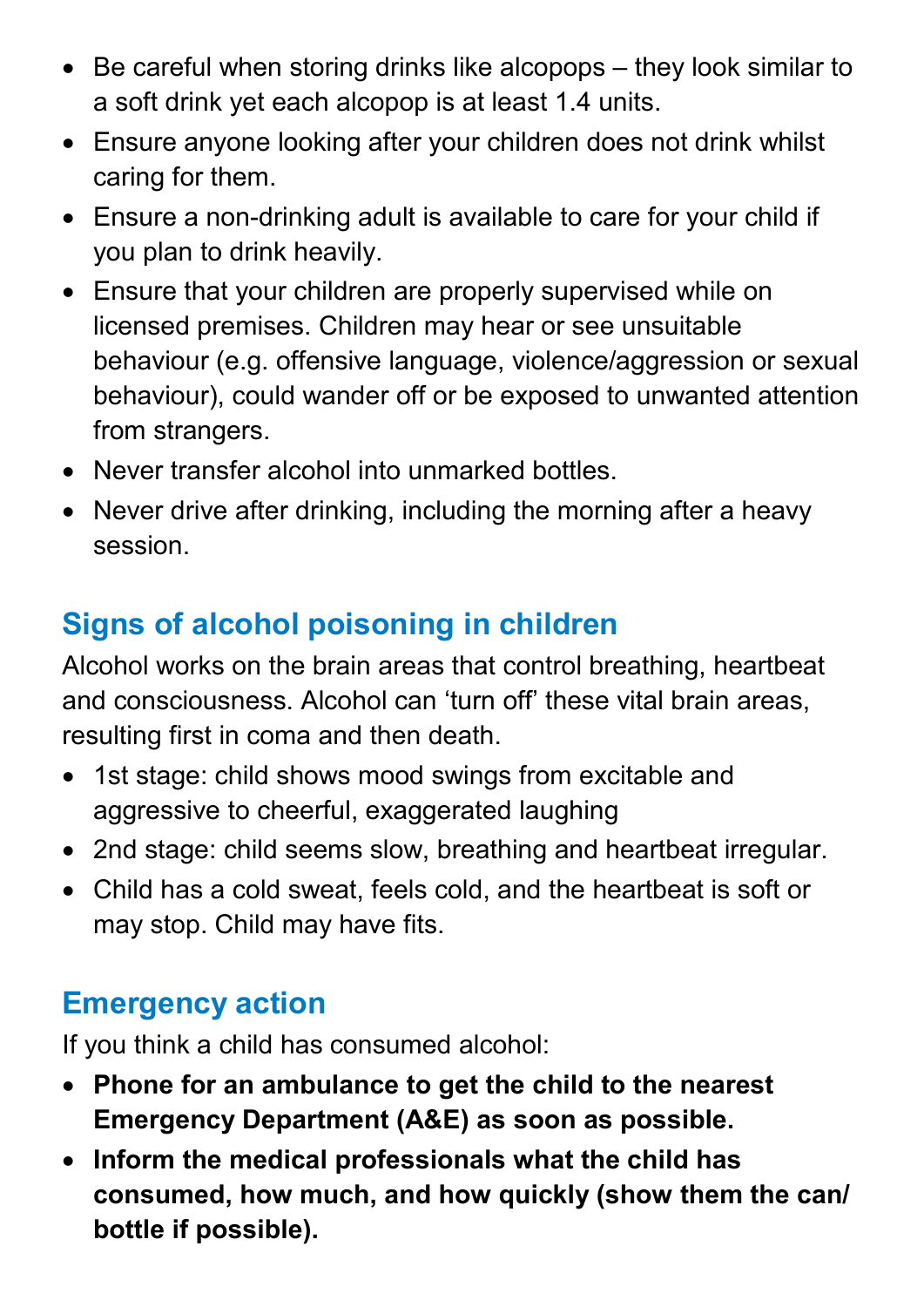- Be careful when storing drinks like alcopops – they look similar to a soft drink yet each alcopop is at least 1.4 units.
- Ensure anyone looking after your children does not drink whilst caring for them.
- Ensure a non-drinking adult is available to care for your child if you plan to drink heavily.
- Ensure that your children are properly supervised while on licensed premises. Children may hear or see unsuitable behaviour (e.g. offensive language, violence/aggression or sexual behaviour), could wander off or be exposed to unwanted attention from strangers.
- Never transfer alcohol into unmarked bottles.
- Never drive after drinking, including the morning after a heavy session.

## Signs of alcohol poisoning in children

Alcohol works on the brain areas that control breathing, heartbeat and consciousness. Alcohol can 'turn off' these vital brain areas, resulting first in coma and then death.

- 1st stage: child shows mood swings from excitable and aggressive to cheerful, exaggerated laughing
- 2nd stage: child seems slow, breathing and heartbeat irregular.
- Child has a cold sweat, feels cold, and the heartbeat is soft or may stop. Child may have fits.

## Emergency action

If you think a child has consumed alcohol:

- **Phone for an ambulance to get the child to the nearest Emergency Department (A&E) as soon as possible.**
- **Inform the medical professionals what the child has consumed, how much, and how quickly (show them the can/ bottle if possible).**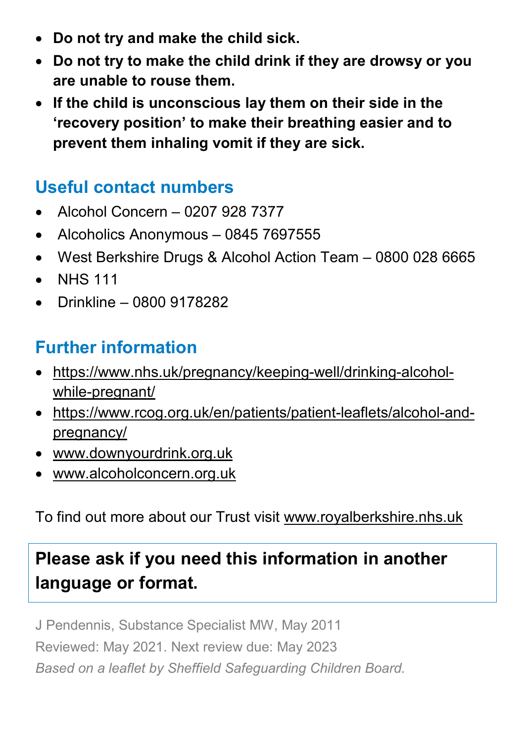- **Do not try and make the child sick.**
- **Do not try to make the child drink if they are drowsy or you are unable to rouse them.**
- **If the child is unconscious lay them on their side in the 'recovery position' to make their breathing easier and to prevent them inhaling vomit if they are sick.**

## Useful contact numbers

- Alcohol Concern – 0207 928 7377
- Alcoholics Anonymous – 0845 7697555
- West Berkshire Drugs & Alcohol Action Team – 0800 028 6665
- NHS 111
- Drinkline – 0800 9178282

## Further information

- https://www.nhs.uk/pregnancy/keeping-well/drinking-alcohol-while-pregnant/
- https://www.rcog.org.uk/en/patients/patient-leaflets/alcohol-and-pregnancy/
- www.downyourdrink.org.uk
- www.alcoholconcern.org.uk

To find out more about our Trust visit www.royalberkshire.nhs.uk

**Please ask if you need this information in another language or format.**

J Pendennis, Substance Specialist MW, May 2011

Reviewed: May 2021. Next review due: May 2023

*Based on a leaflet by Sheffield Safeguarding Children Board.*